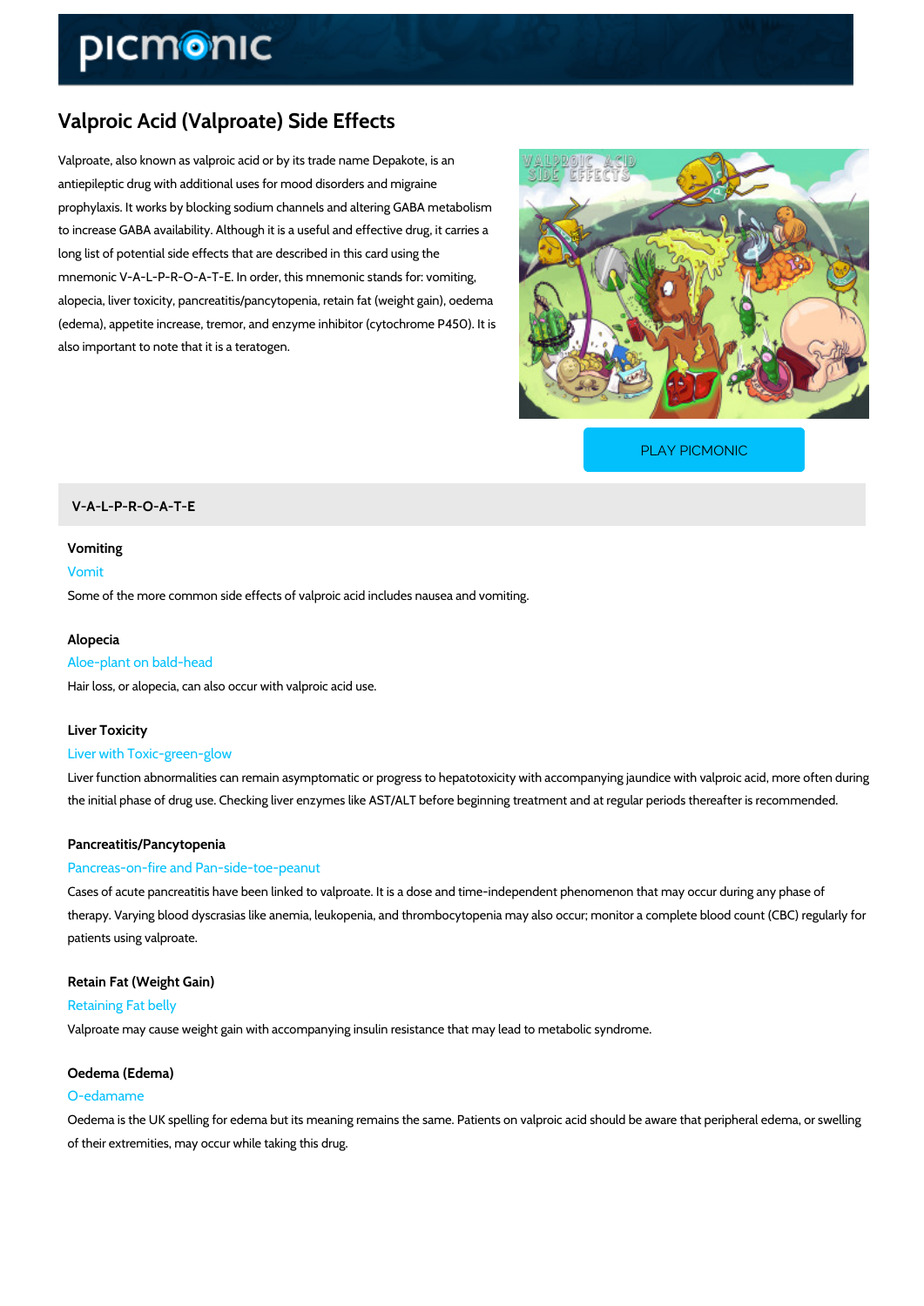# Valproic Acid (Valproate) Side Effects

Valproate, also known as valproic acid or by its trade name Depakote, is an antiepileptic drug with additional uses for mood disorders and migraine prophylaxis. It works by blocking sodium channels and altering GABA metabolism to increase GABA availability. Although it is a useful and effective drug, it carries a long list of potential side effects that are described in this card using the mnemonic V-A-L-P-R-O-A-T-E. In order, this mnemonic stands for: vomiting, alopecia, liver toxicity, pancreatitis/pancytopenia, retain fat (weight gain), oedema (edema), appetite increase, tremor, and enzyme inhibitor (cytochrome P450). It is also important to note that it is a teratogen.

PLAY PICMONIC

## V-A-L-P-R-O-A-T-E

### Vomiting

Vomit

Some of the more common side effects of valproic acid includes nausea and vomiting.

### Alopecia

Aloe-plant on bald-head

Hair loss, or alopecia, can also occur with valproic acid use.

### Liver Toxicity

Liver with Toxic-green-glow

Liver function abnormalities can remain asymptomatic or progress to hepatotoxicity with accompanying jaundice with valproic acid, more often during the initial phase of drug use. Checking liver enzymes like AST/ALT before beginning treatment and at regular periods thereafter is recommended.

### Pancreatitis/Pancytopenia

Pancreas-on-fire and Pan-side-toe-peanut

Cases of acute pancreatitis have been linked to valproate. It is a dose and time-independent phenomenon that may occur during any phase of therapy. Varying blood dyscrasias like anemia, leukopenia, and thrombocytopenia may also occur; monitor a complete blood count (CBC) regularly for patients using valproate.

### Retain Fat (Weight Gain)

Retaining Fat belly

Valproate may cause weight gain with accompanying insulin resistance that may lead to metabolic syndrome.

### Oedema (Edema)

O-edamame

Oedema is the UK spelling for edema but its meaning remains the same. Patients on valproic acid should be aware that peripheral edema, or swelling of their extremities, may occur while taking this drug.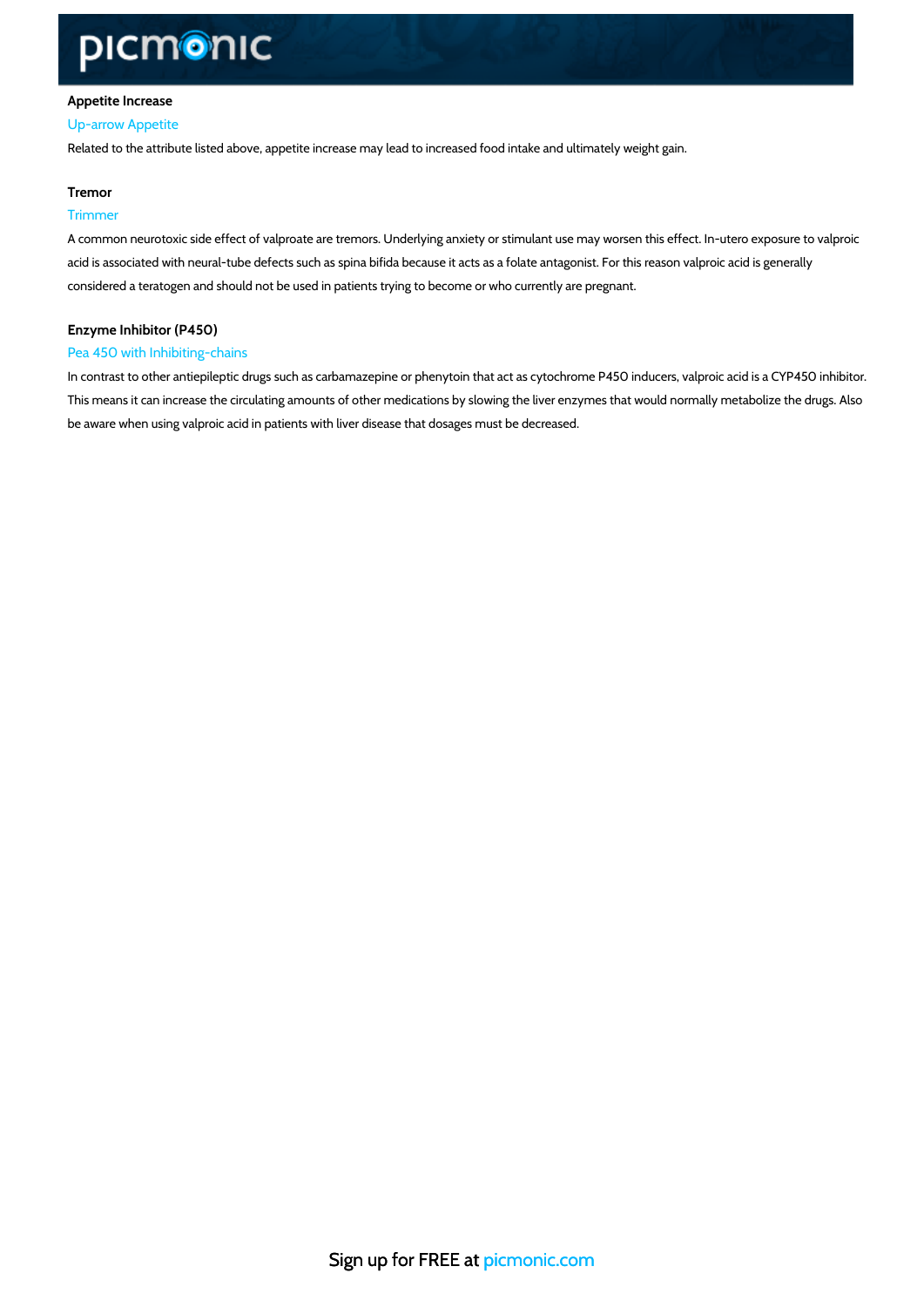### Appetite Increase

Up-arrow Appetite

Related to the attribute listed above, appetite increase may lead to increased food intake and ultimately weight gain.

### Tremor

Trimmer

A common neurotoxic side effect of valproate are tremors. Underlying anxiety or stimulant use may worsen this effect. In-utero exposure to valproic acid is associated with neural-tube defects such as spina bifida because it acts as a folate antagonist. For this reason valproic acid is generally considered a teratogen and should not be used in patients trying to become or who currently are pregnant.

### Enzyme Inhibitor (P450)

Pea 450 with Inhibiting-chains

In contrast to other antiepileptic drugs such as carbamazepine or phenytoin that act as cytochrome P450 inducers, valproic acid is a CYP450 inhibitor. This means it can increase the circulating amounts of other medications by slowing the liver enzymes that would normally metabolize the drugs. Also be aware when using valproic acid in patients with liver disease that dosages must be decreased.